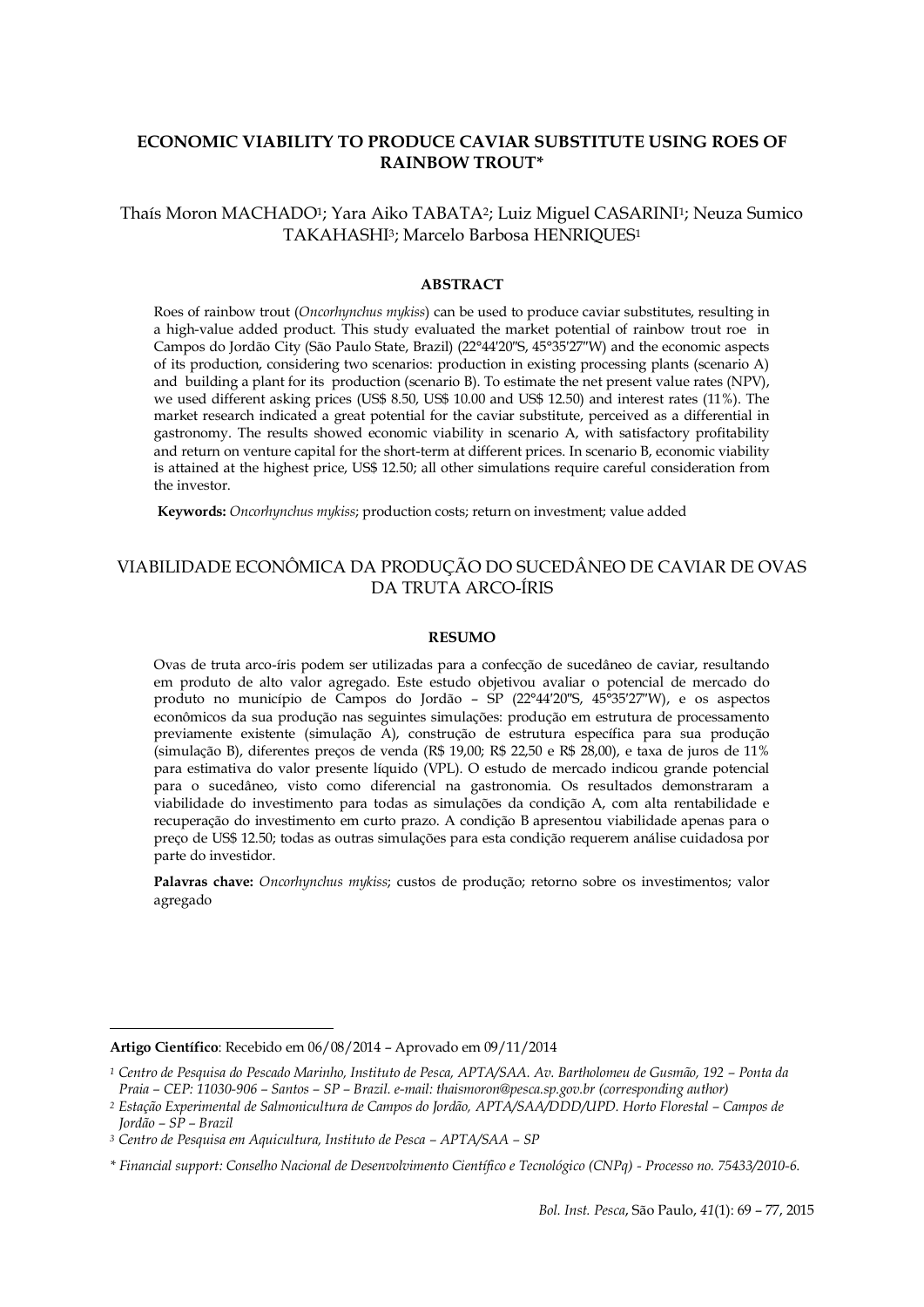# ECONOMIC VIABILITY TO PRODUCE CAVIAR SUBSTITUTE USING ROES OF RAINBOW TROUT*

Thaís Moron MACHADO[1]; Yara Aiko TABATA[2]; Luiz Miguel CASARINI[1]; Neuza Sumico TAKAHASHI[3]; Marcelo Barbosa HENRIQUES[1]

## ABSTRACT

Roes of rainbow trout (*Oncorhynchus mykiss*) can be used to produce caviar substitutes, resulting in a high-value added product. This study evaluated the market potential of rainbow trout roe in Campos do Jordão City (São Paulo State, Brazil) (22°44'20"S, 45°35'27"W) and the economic aspects of its production, considering two scenarios: production in existing processing plants (scenario A) and building a plant for its production (scenario B). To estimate the net present value rates (NPV), we used different asking prices (US$ 8.50, US$ 10.00 and US$ 12.50) and interest rates (11%). The market research indicated a great potential for the caviar substitute, perceived as a differential in gastronomy. The results showed economic viability in scenario A, with satisfactory profitability and return on venture capital for the short-term at different prices. In scenario B, economic viability is attained at the highest price, US$ 12.50; all other simulations require careful consideration from the investor.

**Keywords:** *Oncorhynchus mykiss*; production costs; return on investment; value added

# VIABILIDADE ECONÔMICA DA PRODUÇÃO DO SUCEDÂNEO DE CAVIAR DE OVAS DA TRUTA ARCO-ÍRIS

## RESUMO

Ovas de truta arco-íris podem ser utilizadas para a confecção de sucedâneo de caviar, resultando em produto de alto valor agregado. Este estudo objetivou avaliar o potencial de mercado do produto no município de Campos do Jordão – SP (22°44'20"S, 45°35'27"W), e os aspectos econômicos da sua produção nas seguintes simulações: produção em estrutura de processamento previamente existente (simulação A), construção de estrutura específica para sua produção (simulação B), diferentes preços de venda (R$ 19,00; R$ 22,50 e R$ 28,00), e taxa de juros de 11% para estimativa do valor presente líquido (VPL). O estudo de mercado indicou grande potencial para o sucedâneo, visto como diferencial na gastronomia. Os resultados demonstraram a viabilidade do investimento para todas as simulações da condição A, com alta rentabilidade e recuperação do investimento em curto prazo. A condição B apresentou viabilidade apenas para o preço de US$ 12.50; todas as outras simulações para esta condição requerem análise cuidadosa por parte do investidor.

**Palavras chave:** *Oncorhynchus mykiss*; custos de produção; retorno sobre os investimentos; valor agregado

---

**Artigo Científico**: Recebido em 06/08/2014 – Aprovado em 09/11/2014

[1] *Centro de Pesquisa do Pescado Marinho, Instituto de Pesca, APTA/SAA. Av. Bartholomeu de Gusmão, 192 – Ponta da Praia – CEP: 11030-906 – Santos – SP – Brazil. e-mail: thaismoron@pesca.sp.gov.br (corresponding author)*

[2] *Estação Experimental de Salmonicultura de Campos do Jordão, APTA/SAA/DDD/UPD. Horto Florestal – Campos de Jordão – SP – Brazil*

[3] *Centro de Pesquisa em Aquicultura, Instituto de Pesca – APTA/SAA – SP*

\* *Financial support: Conselho Nacional de Desenvolvimento Científico e Tecnológico (CNPq) - Processo no. 75433/2010-6.*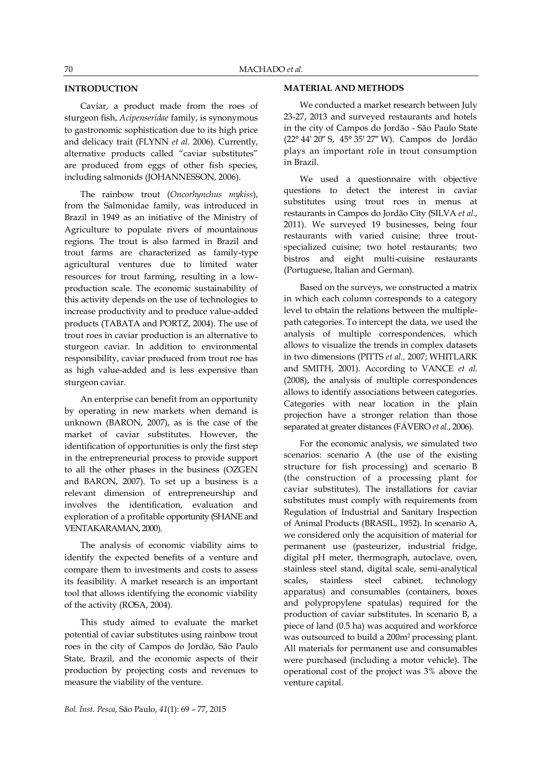## INTRODUCTION

Caviar, a product made from the roes of sturgeon fish, *Acipenseridae* family, is synonymous to gastronomic sophistication due to its high price and delicacy trait (FLYNN *et al*. 2006). Currently, alternative products called "caviar substitutes" are produced from eggs of other fish species, including salmonids (JOHANNESSON, 2006).

The rainbow trout (*Oncorhynchus mykiss*), from the Salmonidae family, was introduced in Brazil in 1949 as an initiative of the Ministry of Agriculture to populate rivers of mountainous regions. The trout is also farmed in Brazil and trout farms are characterized as family-type agricultural ventures due to limited water resources for trout farming, resulting in a low-production scale. The economic sustainability of this activity depends on the use of technologies to increase productivity and to produce value-added products (TABATA and PORTZ, 2004). The use of trout roes in caviar production is an alternative to sturgeon caviar. In addition to environmental responsibility, caviar produced from trout roe has as high value-added and is less expensive than sturgeon caviar.

An enterprise can benefit from an opportunity by operating in new markets when demand is unknown (BARON, 2007), as is the case of the market of caviar substitutes. However, the identification of opportunities is only the first step in the entrepreneurial process to provide support to all the other phases in the business (OZGEN and BARON, 2007). To set up a business is a relevant dimension of entrepreneurship and involves the identification, evaluation and exploration of a profitable opportunity (SHANE and VENTAKARAMAN, 2000).

The analysis of economic viability aims to identify the expected benefits of a venture and compare them to investments and costs to assess its feasibility. A market research is an important tool that allows identifying the economic viability of the activity (ROSA, 2004).

This study aimed to evaluate the market potential of caviar substitutes using rainbow trout roes in the city of Campos do Jordão, São Paulo State, Brazil, and the economic aspects of their production by projecting costs and revenues to measure the viability of the venture.

## MATERIAL AND METHODS

We conducted a market research between July 23-27, 2013 and surveyed restaurants and hotels in the city of Campos do Jordão - São Paulo State (22° 44′ 20″ S, 45° 35′ 27″ W). Campos do Jordão plays an important role in trout consumption in Brazil.

We used a questionnaire with objective questions to detect the interest in caviar substitutes using trout roes in menus at restaurants in Campos do Jordão City (SILVA *et al*., 2011). We surveyed 19 businesses, being four restaurants with varied cuisine; three trout-specialized cuisine; two hotel restaurants; two bistros and eight multi-cuisine restaurants (Portuguese, Italian and German).

Based on the surveys, we constructed a matrix in which each column corresponds to a category level to obtain the relations between the multiple-path categories. To intercept the data, we used the analysis of multiple correspondences, which allows to visualize the trends in complex datasets in two dimensions (PITTS *et al.,* 2007; WHITLARK and SMITH, 2001). According to VANCE *et al.* (2008), the analysis of multiple correspondences allows to identify associations between categories. Categories with near location in the plain projection have a stronger relation than those separated at greater distances (FÁVERO *et al*., 2006).

For the economic analysis, we simulated two scenarios: scenario A (the use of the existing structure for fish processing) and scenario B (the construction of a processing plant for caviar substitutes). The installations for caviar substitutes must comply with requirements from Regulation of Industrial and Sanitary Inspection of Animal Products (BRASIL, 1952). In scenario A, we considered only the acquisition of material for permanent use (pasteurizer, industrial fridge, digital pH meter, thermograph, autoclave, oven, stainless steel stand, digital scale, semi-analytical scales, stainless steel cabinet, technology apparatus) and consumables (containers, boxes and polypropylene spatulas) required for the production of caviar substitutes. In scenario B, a piece of land (0.5 ha) was acquired and workforce was outsourced to build a 200m$^2$ processing plant. All materials for permanent use and consumables were purchased (including a motor vehicle). The operational cost of the project was 3% above the venture capital.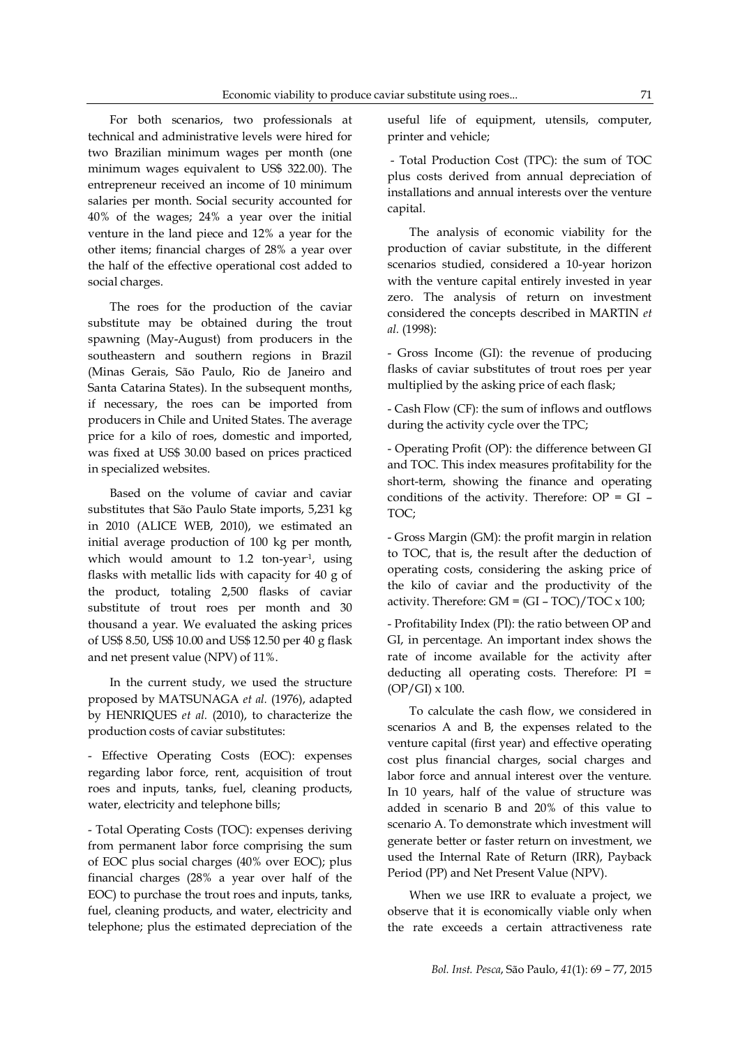For both scenarios, two professionals at technical and administrative levels were hired for two Brazilian minimum wages per month (one minimum wages equivalent to US$ 322.00). The entrepreneur received an income of 10 minimum salaries per month. Social security accounted for 40% of the wages; 24% a year over the initial venture in the land piece and 12% a year for the other items; financial charges of 28% a year over the half of the effective operational cost added to social charges.

The roes for the production of the caviar substitute may be obtained during the trout spawning (May-August) from producers in the southeastern and southern regions in Brazil (Minas Gerais, São Paulo, Rio de Janeiro and Santa Catarina States). In the subsequent months, if necessary, the roes can be imported from producers in Chile and United States. The average price for a kilo of roes, domestic and imported, was fixed at US$ 30.00 based on prices practiced in specialized websites.

Based on the volume of caviar and caviar substitutes that São Paulo State imports, 5,231 kg in 2010 (ALICE WEB, 2010), we estimated an initial average production of 100 kg per month, which would amount to 1.2 ton-year$^{-1}$, using flasks with metallic lids with capacity for 40 g of the product, totaling 2,500 flasks of caviar substitute of trout roes per month and 30 thousand a year. We evaluated the asking prices of US$ 8.50, US$ 10.00 and US$ 12.50 per 40 g flask and net present value (NPV) of 11%.

In the current study, we used the structure proposed by MATSUNAGA *et al.* (1976), adapted by HENRIQUES *et al.* (2010), to characterize the production costs of caviar substitutes:

- Effective Operating Costs (EOC): expenses regarding labor force, rent, acquisition of trout roes and inputs, tanks, fuel, cleaning products, water, electricity and telephone bills;

- Total Operating Costs (TOC): expenses deriving from permanent labor force comprising the sum of EOC plus social charges (40% over EOC); plus financial charges (28% a year over half of the EOC) to purchase the trout roes and inputs, tanks, fuel, cleaning products, and water, electricity and telephone; plus the estimated depreciation of the useful life of equipment, utensils, computer, printer and vehicle;

- Total Production Cost (TPC): the sum of TOC plus costs derived from annual depreciation of installations and annual interests over the venture capital.

The analysis of economic viability for the production of caviar substitute, in the different scenarios studied, considered a 10-year horizon with the venture capital entirely invested in year zero. The analysis of return on investment considered the concepts described in MARTIN *et al.* (1998):

- Gross Income (GI): the revenue of producing flasks of caviar substitutes of trout roes per year multiplied by the asking price of each flask;

- Cash Flow (CF): the sum of inflows and outflows during the activity cycle over the TPC;

- Operating Profit (OP): the difference between GI and TOC. This index measures profitability for the short-term, showing the finance and operating conditions of the activity. Therefore: OP = GI – TOC;

- Gross Margin (GM): the profit margin in relation to TOC, that is, the result after the deduction of operating costs, considering the asking price of the kilo of caviar and the productivity of the activity. Therefore: GM = (GI – TOC)/TOC x 100;

- Profitability Index (PI): the ratio between OP and GI, in percentage. An important index shows the rate of income available for the activity after deducting all operating costs. Therefore: PI = (OP/GI) x 100.

To calculate the cash flow, we considered in scenarios A and B, the expenses related to the venture capital (first year) and effective operating cost plus financial charges, social charges and labor force and annual interest over the venture. In 10 years, half of the value of structure was added in scenario B and 20% of this value to scenario A. To demonstrate which investment will generate better or faster return on investment, we used the Internal Rate of Return (IRR), Payback Period (PP) and Net Present Value (NPV).

When we use IRR to evaluate a project, we observe that it is economically viable only when the rate exceeds a certain attractiveness rate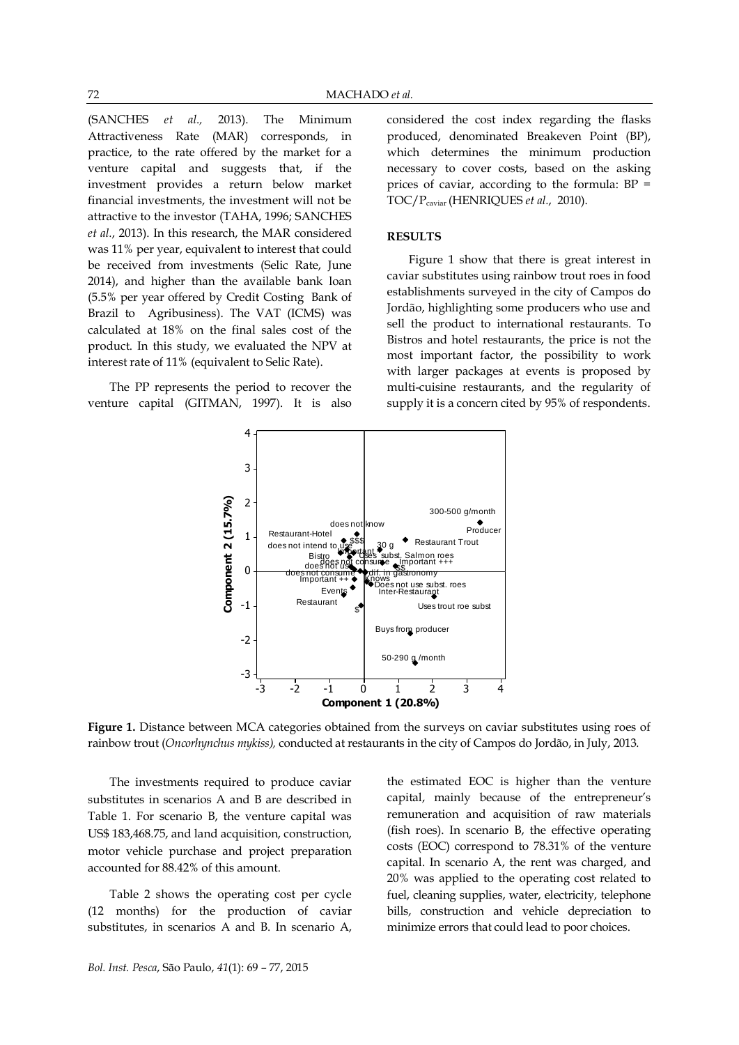(SANCHES *et al.,* 2013). The Minimum Attractiveness Rate (MAR) corresponds, in practice, to the rate offered by the market for a venture capital and suggests that, if the investment provides a return below market financial investments, the investment will not be attractive to the investor (TAHA, 1996; SANCHES *et al.*, 2013). In this research, the MAR considered was 11% per year, equivalent to interest that could be received from investments (Selic Rate, June 2014), and higher than the available bank loan (5.5% per year offered by Credit Costing Bank of Brazil to Agribusiness). The VAT (ICMS) was calculated at 18% on the final sales cost of the product. In this study, we evaluated the NPV at interest rate of 11% (equivalent to Selic Rate).

The PP represents the period to recover the venture capital (GITMAN, 1997). It is also considered the cost index regarding the flasks produced, denominated Breakeven Point (BP), which determines the minimum production necessary to cover costs, based on the asking prices of caviar, according to the formula: $BP = TOC/P_{caviar}$ (HENRIQUES *et al.*, 2010).

## RESULTS

Figure 1 show that there is great interest in caviar substitutes using rainbow trout roes in food establishments surveyed in the city of Campos do Jordão, highlighting some producers who use and sell the product to international restaurants. To Bistros and hotel restaurants, the price is not the most important factor, the possibility to work with larger packages at events is proposed by multi-cuisine restaurants, and the regularity of supply it is a concern cited by 95% of respondents.

**Figure 1.** Distance between MCA categories obtained from the surveys on caviar substitutes using roes of rainbow trout (*Oncorhynchus mykiss),* conducted at restaurants in the city of Campos do Jordão, in July, 2013.

The investments required to produce caviar substitutes in scenarios A and B are described in Table 1. For scenario B, the venture capital was US$ 183,468.75, and land acquisition, construction, motor vehicle purchase and project preparation accounted for 88.42% of this amount.

Table 2 shows the operating cost per cycle (12 months) for the production of caviar substitutes, in scenarios A and B. In scenario A, the estimated EOC is higher than the venture capital, mainly because of the entrepreneur's remuneration and acquisition of raw materials (fish roes). In scenario B, the effective operating costs (EOC) correspond to 78.31% of the venture capital. In scenario A, the rent was charged, and 20% was applied to the operating cost related to fuel, cleaning supplies, water, electricity, telephone bills, construction and vehicle depreciation to minimize errors that could lead to poor choices.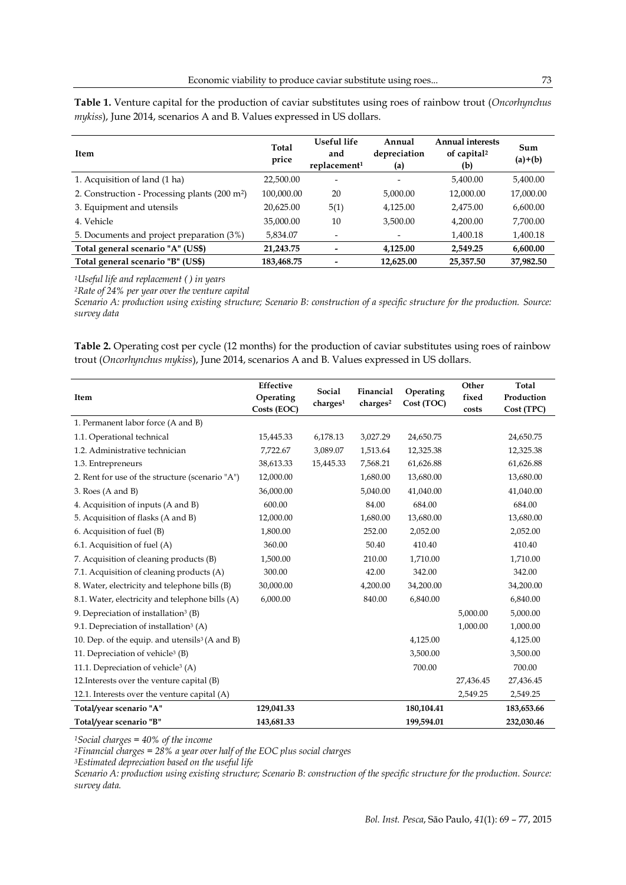**Table 1.** Venture capital for the production of caviar substitutes using roes of rainbow trout (*Oncorhynchus mykiss*), June 2014, scenarios A and B. Values expressed in US dollars.

| Item | Total price | Useful life and replacement[1] | Annual depreciation (a) | Annual interests of capital[2] (b) | Sum (a)+(b) |
|---|---|---|---|---|---|
| 1. Acquisition of land (1 ha) | 22,500.00 | - | - | 5,400.00 | 5,400.00 |
| 2. Construction - Processing plants (200 m²) | 100,000.00 | 20 | 5,000.00 | 12,000.00 | 17,000.00 |
| 3. Equipment and utensils | 20,625.00 | 5(1) | 4,125.00 | 2,475.00 | 6,600.00 |
| 4. Vehicle | 35,000.00 | 10 | 3,500.00 | 4,200.00 | 7,700.00 |
| 5. Documents and project preparation (3%) | 5,834.07 | - | - | 1,400.18 | 1,400.18 |
| **Total general scenario "A" (US$)** | **21,243.75** | **-** | **4,125.00** | **2,549.25** | **6,600.00** |
| **Total general scenario "B" (US$)** | **183,468.75** | **-** | **12,625.00** | **25,357.50** | **37,982.50** |

*[1]Useful life and replacement ( ) in years*

*[2]Rate of 24% per year over the venture capital*

*Scenario A: production using existing structure; Scenario B: construction of a specific structure for the production. Source: survey data*

**Table 2.** Operating cost per cycle (12 months) for the production of caviar substitutes using roes of rainbow trout (*Oncorhynchus mykiss*), June 2014, scenarios A and B. Values expressed in US dollars.

| Item | Effective Operating Costs (EOC) | Social charges[1] | Financial charges[2] | Operating Cost (TOC) | Other fixed costs | Total Production Cost (TPC) |
|---|---|---|---|---|---|---|
| 1. Permanent labor force (A and B) | | | | | | |
| 1.1. Operational technical | 15,445.33 | 6,178.13 | 3,027.29 | 24,650.75 | | 24,650.75 |
| 1.2. Administrative technician | 7,722.67 | 3,089.07 | 1,513.64 | 12,325.38 | | 12,325.38 |
| 1.3. Entrepreneurs | 38,613.33 | 15,445.33 | 7,568.21 | 61,626.88 | | 61,626.88 |
| 2. Rent for use of the structure (scenario "A") | 12,000.00 | | 1,680.00 | 13,680.00 | | 13,680.00 |
| 3. Roes (A and B) | 36,000.00 | | 5,040.00 | 41,040.00 | | 41,040.00 |
| 4. Acquisition of inputs (A and B) | 600.00 | | 84.00 | 684.00 | | 684.00 |
| 5. Acquisition of flasks (A and B) | 12,000.00 | | 1,680.00 | 13,680.00 | | 13,680.00 |
| 6. Acquisition of fuel (B) | 1,800.00 | | 252.00 | 2,052.00 | | 2,052.00 |
| 6.1. Acquisition of fuel (A) | 360.00 | | 50.40 | 410.40 | | 410.40 |
| 7. Acquisition of cleaning products (B) | 1,500.00 | | 210.00 | 1,710.00 | | 1,710.00 |
| 7.1. Acquisition of cleaning products (A) | 300.00 | | 42.00 | 342.00 | | 342.00 |
| 8. Water, electricity and telephone bills (B) | 30,000.00 | | 4,200.00 | 34,200.00 | | 34,200.00 |
| 8.1. Water, electricity and telephone bills (A) | 6,000.00 | | 840.00 | 6,840.00 | | 6,840.00 |
| 9. Depreciation of installation[3] (B) | | | | | 5,000.00 | 5,000.00 |
| 9.1. Depreciation of installation[3] (A) | | | | | 1,000.00 | 1,000.00 |
| 10. Dep. of the equip. and utensils[3] (A and B) | | | | 4,125.00 | | 4,125.00 |
| 11. Depreciation of vehicle[3] (B) | | | | 3,500.00 | | 3,500.00 |
| 11.1. Depreciation of vehicle[3] (A) | | | | 700.00 | | 700.00 |
| 12.Interests over the venture capital (B) | | | | | 27,436.45 | 27,436.45 |
| 12.1. Interests over the venture capital (A) | | | | | 2,549.25 | 2,549.25 |
| **Total/year scenario "A"** | **129,041.33** | | | **180,104.41** | | **183,653.66** |
| **Total/year scenario "B"** | **143,681.33** | | | **199,594.01** | | **232,030.46** |

*[1]Social charges = 40% of the income*

*[2]Financial charges = 28% a year over half of the EOC plus social charges*

*[3]Estimated depreciation based on the useful life*

*Scenario A: production using existing structure; Scenario B: construction of the specific structure for the production. Source: survey data.*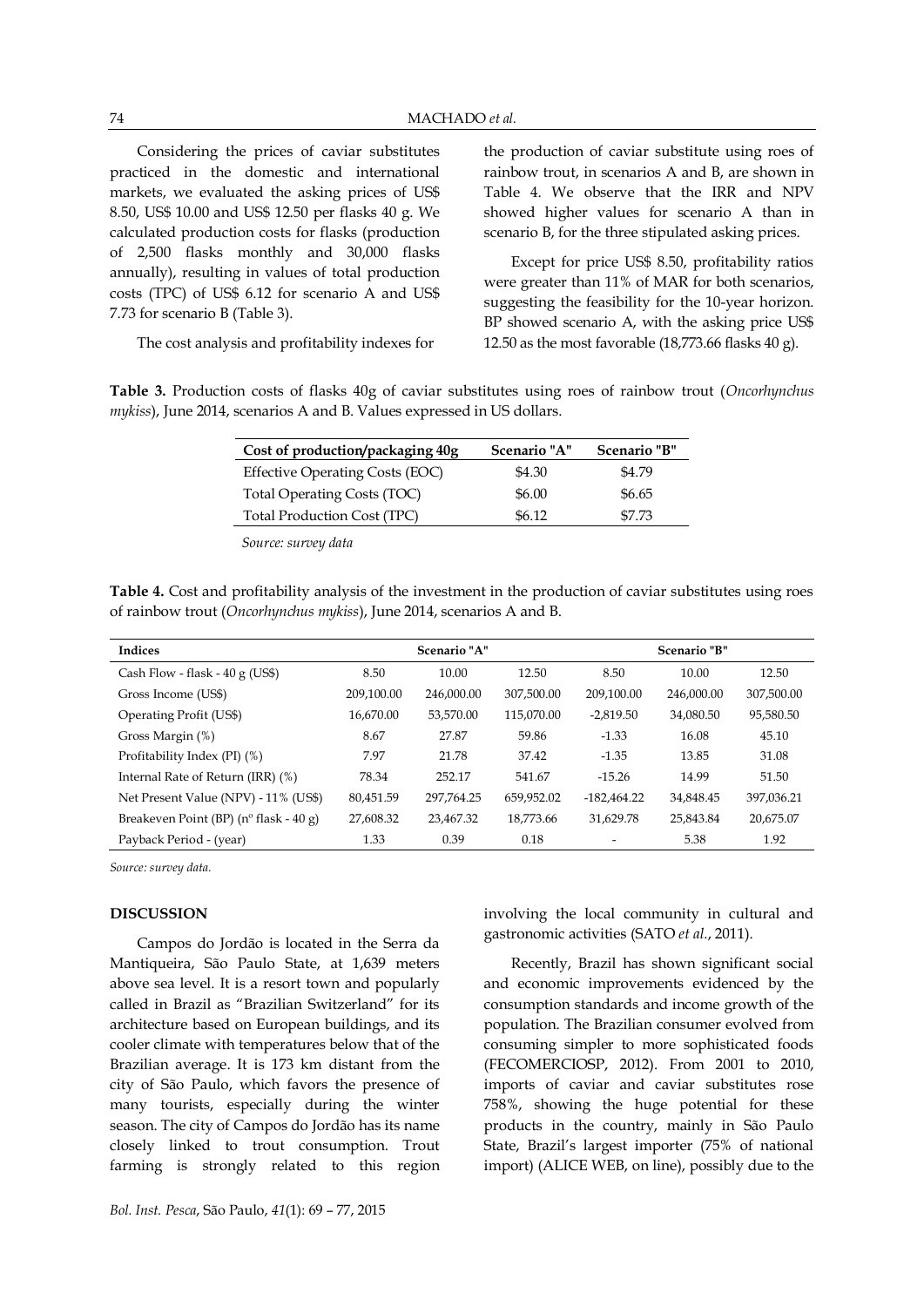Considering the prices of caviar substitutes practiced in the domestic and international markets, we evaluated the asking prices of US$ 8.50, US$ 10.00 and US$ 12.50 per flasks 40 g. We calculated production costs for flasks (production of 2,500 flasks monthly and 30,000 flasks annually), resulting in values of total production costs (TPC) of US$ 6.12 for scenario A and US$ 7.73 for scenario B (Table 3).

The cost analysis and profitability indexes for the production of caviar substitute using roes of rainbow trout, in scenarios A and B, are shown in Table 4. We observe that the IRR and NPV showed higher values for scenario A than in scenario B, for the three stipulated asking prices.

Except for price US$ 8.50, profitability ratios were greater than 11% of MAR for both scenarios, suggesting the feasibility for the 10-year horizon. BP showed scenario A, with the asking price US$ 12.50 as the most favorable (18,773.66 flasks 40 g).

**Table 3.** Production costs of flasks 40g of caviar substitutes using roes of rainbow trout (*Oncorhynchus mykiss*), June 2014, scenarios A and B. Values expressed in US dollars.

| Cost of production/packaging 40g | Scenario "A" | Scenario "B" |
|---|---|---|
| Effective Operating Costs (EOC) | $4.30 | $4.79 |
| Total Operating Costs (TOC) | $6.00 | $6.65 |
| Total Production Cost (TPC) | $6.12 | $7.73 |

*Source: survey data*

**Table 4.** Cost and profitability analysis of the investment in the production of caviar substitutes using roes of rainbow trout (*Oncorhynchus mykiss*), June 2014, scenarios A and B.

| Indices | Scenario "A" | | | Scenario "B" | | |
|---|---|---|---|---|---|---|
| Cash Flow - flask - 40 g (US$) | 8.50 | 10.00 | 12.50 | 8.50 | 10.00 | 12.50 |
| Gross Income (US$) | 209,100.00 | 246,000.00 | 307,500.00 | 209,100.00 | 246,000.00 | 307,500.00 |
| Operating Profit (US$) | 16,670.00 | 53,570.00 | 115,070.00 | -2,819.50 | 34,080.50 | 95,580.50 |
| Gross Margin (%) | 8.67 | 27.87 | 59.86 | -1.33 | 16.08 | 45.10 |
| Profitability Index (PI) (%) | 7.97 | 21.78 | 37.42 | -1.35 | 13.85 | 31.08 |
| Internal Rate of Return (IRR) (%) | 78.34 | 252.17 | 541.67 | -15.26 | 14.99 | 51.50 |
| Net Present Value (NPV) - 11% (US$) | 80,451.59 | 297,764.25 | 659,952.02 | -182,464.22 | 34,848.45 | 397,036.21 |
| Breakeven Point (BP) (nº flask - 40 g) | 27,608.32 | 23,467.32 | 18,773.66 | 31,629.78 | 25,843.84 | 20,675.07 |
| Payback Period - (year) | 1.33 | 0.39 | 0.18 | - | 5.38 | 1.92 |

*Source: survey data.*

## DISCUSSION

Campos do Jordão is located in the Serra da Mantiqueira, São Paulo State, at 1,639 meters above sea level. It is a resort town and popularly called in Brazil as "Brazilian Switzerland" for its architecture based on European buildings, and its cooler climate with temperatures below that of the Brazilian average. It is 173 km distant from the city of São Paulo, which favors the presence of many tourists, especially during the winter season. The city of Campos do Jordão has its name closely linked to trout consumption. Trout farming is strongly related to this region involving the local community in cultural and gastronomic activities (SATO *et al.*, 2011).

Recently, Brazil has shown significant social and economic improvements evidenced by the consumption standards and income growth of the population. The Brazilian consumer evolved from consuming simpler to more sophisticated foods (FECOMERCIOSP, 2012). From 2001 to 2010, imports of caviar and caviar substitutes rose 758%, showing the huge potential for these products in the country, mainly in São Paulo State, Brazil's largest importer (75% of national import) (ALICE WEB, on line), possibly due to the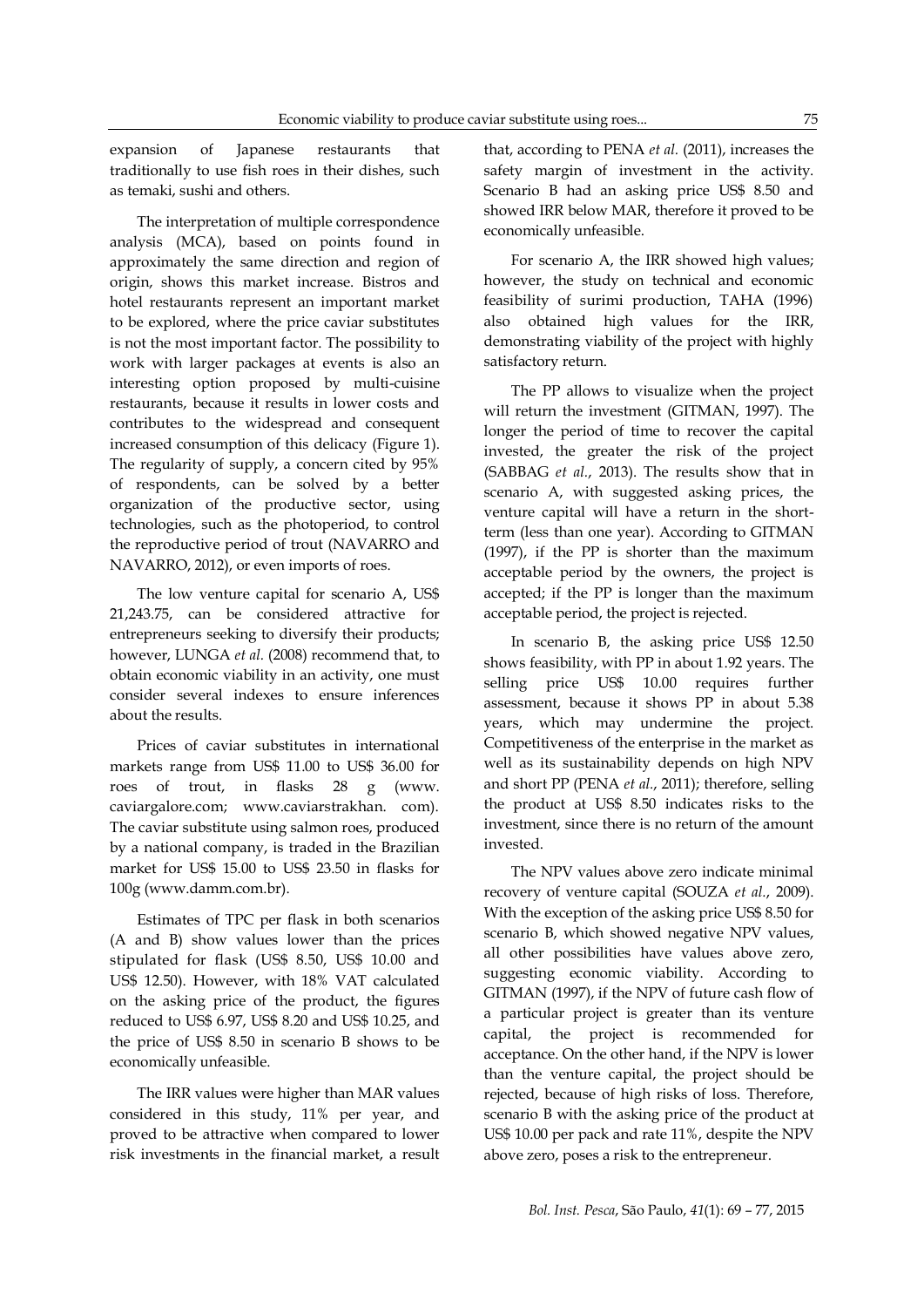expansion of Japanese restaurants that traditionally to use fish roes in their dishes, such as temaki, sushi and others.

The interpretation of multiple correspondence analysis (MCA), based on points found in approximately the same direction and region of origin, shows this market increase. Bistros and hotel restaurants represent an important market to be explored, where the price caviar substitutes is not the most important factor. The possibility to work with larger packages at events is also an interesting option proposed by multi-cuisine restaurants, because it results in lower costs and contributes to the widespread and consequent increased consumption of this delicacy (Figure 1). The regularity of supply, a concern cited by 95% of respondents, can be solved by a better organization of the productive sector, using technologies, such as the photoperiod, to control the reproductive period of trout (NAVARRO and NAVARRO, 2012), or even imports of roes.

The low venture capital for scenario A, US$ 21,243.75, can be considered attractive for entrepreneurs seeking to diversify their products; however, LUNGA *et al.* (2008) recommend that, to obtain economic viability in an activity, one must consider several indexes to ensure inferences about the results.

Prices of caviar substitutes in international markets range from US$ 11.00 to US$ 36.00 for roes of trout, in flasks 28 g (www.caviargalore.com; www.caviarstrakhan.com). The caviar substitute using salmon roes, produced by a national company, is traded in the Brazilian market for US$ 15.00 to US$ 23.50 in flasks for 100g (www.damm.com.br).

Estimates of TPC per flask in both scenarios (A and B) show values lower than the prices stipulated for flask (US$ 8.50, US$ 10.00 and US$ 12.50). However, with 18% VAT calculated on the asking price of the product, the figures reduced to US$ 6.97, US$ 8.20 and US$ 10.25, and the price of US$ 8.50 in scenario B shows to be economically unfeasible.

The IRR values were higher than MAR values considered in this study, 11% per year, and proved to be attractive when compared to lower risk investments in the financial market, a result that, according to PENA *et al.* (2011), increases the safety margin of investment in the activity. Scenario B had an asking price US$ 8.50 and showed IRR below MAR, therefore it proved to be economically unfeasible.

For scenario A, the IRR showed high values; however, the study on technical and economic feasibility of surimi production, TAHA (1996) also obtained high values for the IRR, demonstrating viability of the project with highly satisfactory return.

The PP allows to visualize when the project will return the investment (GITMAN, 1997). The longer the period of time to recover the capital invested, the greater the risk of the project (SABBAG *et al.*, 2013). The results show that in scenario A, with suggested asking prices, the venture capital will have a return in the short-term (less than one year). According to GITMAN (1997), if the PP is shorter than the maximum acceptable period by the owners, the project is accepted; if the PP is longer than the maximum acceptable period, the project is rejected.

In scenario B, the asking price US$ 12.50 shows feasibility, with PP in about 1.92 years. The selling price US$ 10.00 requires further assessment, because it shows PP in about 5.38 years, which may undermine the project. Competitiveness of the enterprise in the market as well as its sustainability depends on high NPV and short PP (PENA *et al.*, 2011); therefore, selling the product at US$ 8.50 indicates risks to the investment, since there is no return of the amount invested.

The NPV values above zero indicate minimal recovery of venture capital (SOUZA *et al.*, 2009). With the exception of the asking price US$ 8.50 for scenario B, which showed negative NPV values, all other possibilities have values above zero, suggesting economic viability. According to GITMAN (1997), if the NPV of future cash flow of a particular project is greater than its venture capital, the project is recommended for acceptance. On the other hand, if the NPV is lower than the venture capital, the project should be rejected, because of high risks of loss. Therefore, scenario B with the asking price of the product at US$ 10.00 per pack and rate 11%, despite the NPV above zero, poses a risk to the entrepreneur.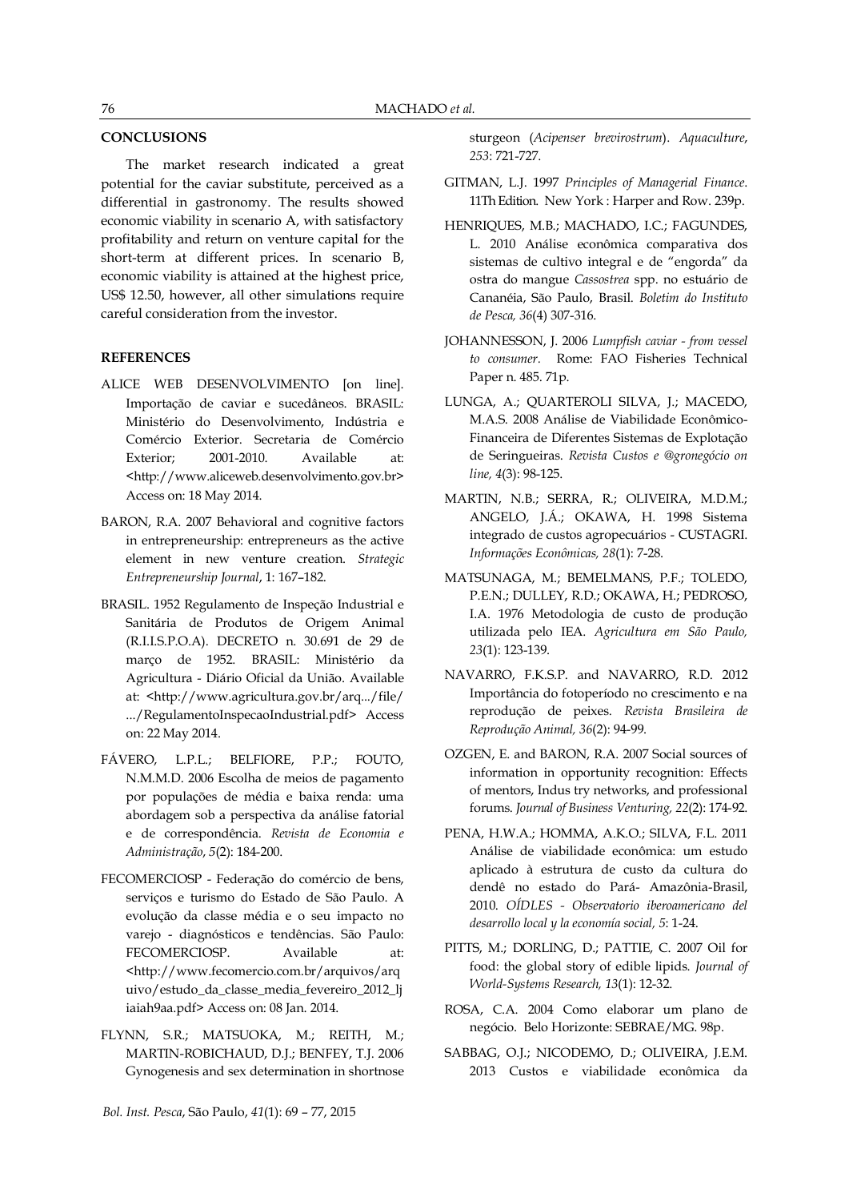## CONCLUSIONS

The market research indicated a great potential for the caviar substitute, perceived as a differential in gastronomy. The results showed economic viability in scenario A, with satisfactory profitability and return on venture capital for the short-term at different prices. In scenario B, economic viability is attained at the highest price, US$ 12.50, however, all other simulations require careful consideration from the investor.

## REFERENCES

ALICE WEB DESENVOLVIMENTO [on line]. Importação de caviar e sucedâneos. BRASIL: Ministério do Desenvolvimento, Indústria e Comércio Exterior. Secretaria de Comércio Exterior; 2001-2010. Available at: <http://www.aliceweb.desenvolvimento.gov.br> Access on: 18 May 2014.

BARON, R.A. 2007 Behavioral and cognitive factors in entrepreneurship: entrepreneurs as the active element in new venture creation. *Strategic Entrepreneurship Journal*, 1: 167–182.

BRASIL. 1952 Regulamento de Inspeção Industrial e Sanitária de Produtos de Origem Animal (R.I.I.S.P.O.A). DECRETO n. 30.691 de 29 de março de 1952. BRASIL: Ministério da Agricultura - Diário Oficial da União. Available at: <http://www.agricultura.gov.br/arq.../file/.../RegulamentoInspecaoIndustrial.pdf> Access on: 22 May 2014.

FÁVERO, L.P.L.; BELFIORE, P.P.; FOUTO, N.M.M.D. 2006 Escolha de meios de pagamento por populações de média e baixa renda: uma abordagem sob a perspectiva da análise fatorial e de correspondência. *Revista de Economia e Administração*, *5*(2): 184-200.

FECOMERCIOSP - Federação do comércio de bens, serviços e turismo do Estado de São Paulo. A evolução da classe média e o seu impacto no varejo - diagnósticos e tendências. São Paulo: FECOMERCIOSP. Available at: <http://www.fecomercio.com.br/arquivos/arquivo/estudo_da_classe_media_fevereiro_2012_ljiaiah9aa.pdf> Access on: 08 Jan. 2014.

FLYNN, S.R.; MATSUOKA, M.; REITH, M.; MARTIN-ROBICHAUD, D.J.; BENFEY, T.J. 2006 Gynogenesis and sex determination in shortnose sturgeon (*Acipenser brevirostrum*). *Aquaculture*, *253*: 721-727.

GITMAN, L.J. 1997 *Principles of Managerial Finance.* 11Th Edition. New York : Harper and Row. 239p.

HENRIQUES, M.B.; MACHADO, I.C.; FAGUNDES, L. 2010 Análise econômica comparativa dos sistemas de cultivo integral e de "engorda" da ostra do mangue *Cassostrea* spp. no estuário de Cananéia, São Paulo, Brasil. *Boletim do Instituto de Pesca, 36*(4) 307-316.

JOHANNESSON, J. 2006 *Lumpfish caviar - from vessel to consumer*. Rome: FAO Fisheries Technical Paper n. 485. 71p.

LUNGA, A.; QUARTEROLI SILVA, J.; MACEDO, M.A.S. 2008 Análise de Viabilidade Econômico-Financeira de Diferentes Sistemas de Explotação de Seringueiras. *Revista Custos e @gronegócio on line, 4*(3): 98-125.

MARTIN, N.B.; SERRA, R.; OLIVEIRA, M.D.M.; ANGELO, J.Á.; OKAWA, H. 1998 Sistema integrado de custos agropecuários - CUSTAGRI. *Informações Econômicas, 28*(1): 7-28.

MATSUNAGA, M.; BEMELMANS, P.F.; TOLEDO, P.E.N.; DULLEY, R.D.; OKAWA, H.; PEDROSO, I.A. 1976 Metodologia de custo de produção utilizada pelo IEA. *Agricultura em São Paulo, 23*(1): 123-139.

NAVARRO, F.K.S.P. and NAVARRO, R.D. 2012 Importância do fotoperíodo no crescimento e na reprodução de peixes. *Revista Brasileira de Reprodução Animal, 36*(2): 94-99.

OZGEN, E. and BARON, R.A. 2007 Social sources of information in opportunity recognition: Effects of mentors, Indus try networks, and professional forums. *Journal of Business Venturing, 22*(2): 174-92.

PENA, H.W.A.; HOMMA, A.K.O.; SILVA, F.L. 2011 Análise de viabilidade econômica: um estudo aplicado à estrutura de custo da cultura do dendê no estado do Pará- Amazônia-Brasil, 2010. *OÍDLES - Observatorio iberoamericano del desarrollo local y la economía social, 5*: 1-24.

PITTS, M.; DORLING, D.; PATTIE, C. 2007 Oil for food: the global story of edible lipids. *Journal of World-Systems Research, 13*(1): 12-32.

ROSA, C.A. 2004 Como elaborar um plano de negócio. Belo Horizonte: SEBRAE/MG. 98p.

SABBAG, O.J.; NICODEMO, D.; OLIVEIRA, J.E.M. 2013 Custos e viabilidade econômica da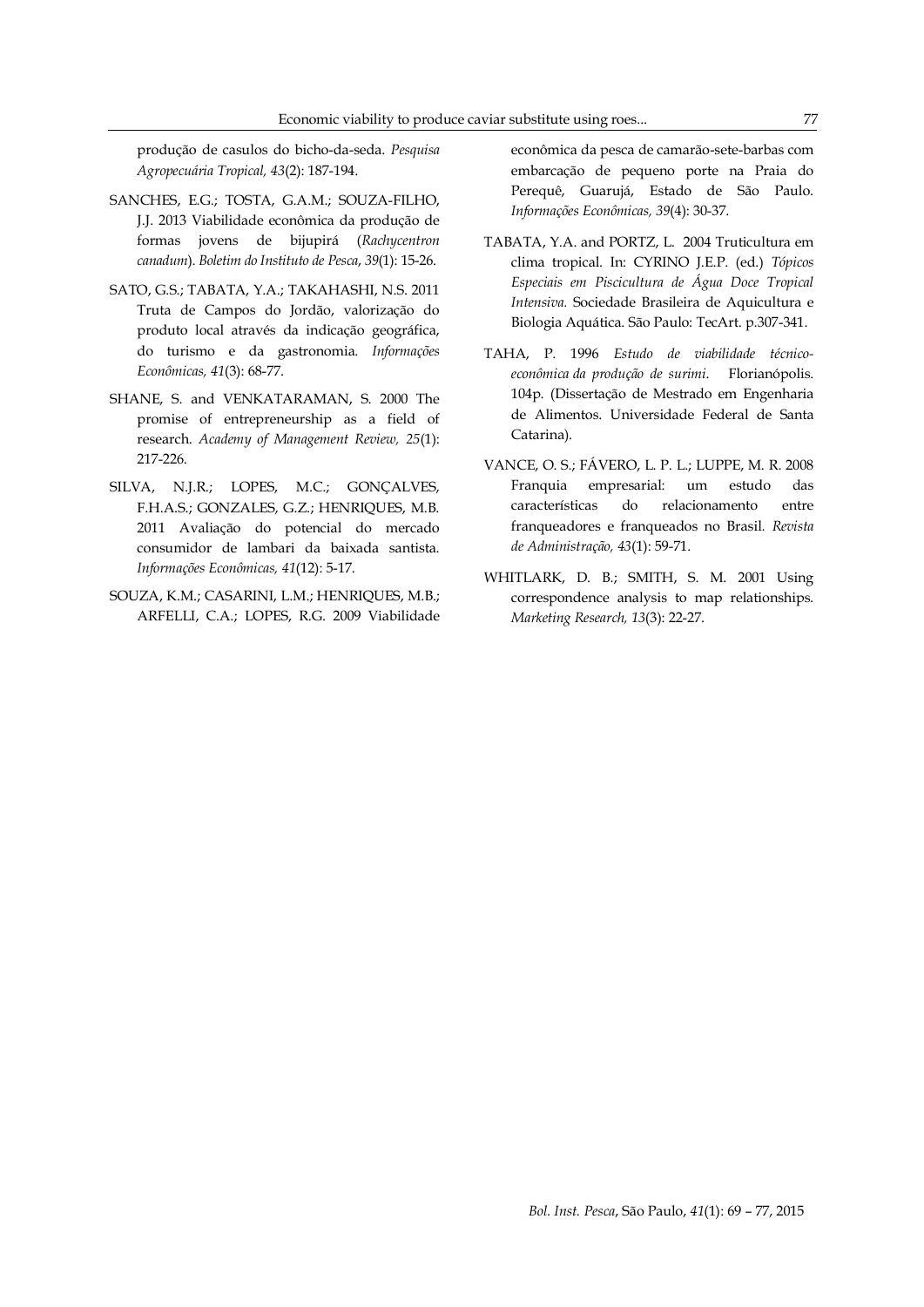produção de casulos do bicho-da-seda. *Pesquisa Agropecuária Tropical, 43*(2): 187-194.

SANCHES, E.G.; TOSTA, G.A.M.; SOUZA-FILHO, J.J. 2013 Viabilidade econômica da produção de formas jovens de bijupirá (*Rachycentron canadum*). *Boletim do Instituto de Pesca*, *39*(1): 15-26.

SATO, G.S.; TABATA, Y.A.; TAKAHASHI, N.S. 2011 Truta de Campos do Jordão, valorização do produto local através da indicação geográfica, do turismo e da gastronomia. *Informações Econômicas, 41*(3): 68-77.

SHANE, S. and VENKATARAMAN, S. 2000 The promise of entrepreneurship as a field of research. *Academy of Management Review, 25*(1): 217-226.

SILVA, N.J.R.; LOPES, M.C.; GONÇALVES, F.H.A.S.; GONZALES, G.Z.; HENRIQUES, M.B. 2011 Avaliação do potencial do mercado consumidor de lambari da baixada santista. *Informações Econômicas, 41*(12): 5-17.

SOUZA, K.M.; CASARINI, L.M.; HENRIQUES, M.B.; ARFELLI, C.A.; LOPES, R.G. 2009 Viabilidade econômica da pesca de camarão-sete-barbas com embarcação de pequeno porte na Praia do Perequê, Guarujá, Estado de São Paulo. *Informações Econômicas, 39*(4): 30-37.

TABATA, Y.A. and PORTZ, L. 2004 Truticultura em clima tropical. In: CYRINO J.E.P. (ed.) *Tópicos Especiais em Piscicultura de Água Doce Tropical Intensiva.* Sociedade Brasileira de Aquicultura e Biologia Aquática. São Paulo: TecArt. p.307-341.

TAHA, P. 1996 *Estudo de viabilidade técnico-econômica da produção de surimi*. Florianópolis. 104p. (Dissertação de Mestrado em Engenharia de Alimentos. Universidade Federal de Santa Catarina).

VANCE, O. S.; FÁVERO, L. P. L.; LUPPE, M. R. 2008 Franquia empresarial: um estudo das características do relacionamento entre franqueadores e franqueados no Brasil. *Revista de Administração, 43*(1): 59-71.

WHITLARK, D. B.; SMITH, S. M. 2001 Using correspondence analysis to map relationships. *Marketing Research, 13*(3): 22-27.